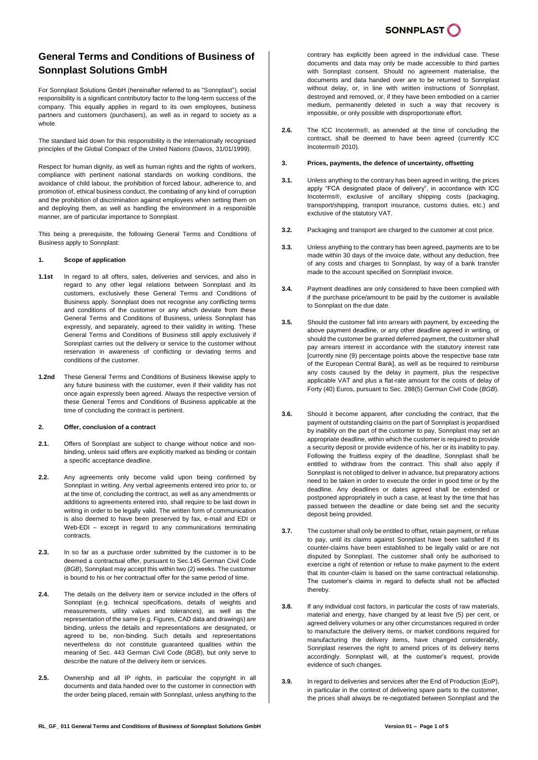# General Terms and Conditions of Business of Sonnplast Solutions GmbH

For Sonnplast Solutions GmbH (hereinafter referred to as "Sonnplast"), social responsibility is a significant contributory factor to the long-term success of the company. This equally applies in regard to its own employees, business partners and customers (purchasers), as well as in regard to society as a whole.

The standard laid down for this responsibility is the internationally recognised principles of the Global Compact of the United Nations (Davos, 31/01/1999).

Respect for human dignity, as well as human rights and the rights of workers, compliance with pertinent national standards on working conditions, the avoidance of child labour, the prohibition of forced labour, adherence to, and promotion of, ethical business conduct, the combating of any kind of corruption and the prohibition of discrimination against employees when setting them on and deploying them, as well as handling the environment in a responsible manner, are of particular importance to Sonnplast.

This being a prerequisite, the following General Terms and Conditions of Business apply to Sonnplast:

## 1. Scope of application

**1.1st** In regard to all offers, sales, deliveries and services, and also in regard to any other legal relations between Sonnplast and its customers, exclusively these General Terms and Conditions of Business apply. Sonnplast does not recognise any conflicting terms and conditions of the customer or any which deviate from these General Terms and Conditions of Business, unless Sonnplast has expressly, and separately, agreed to their validity in writing. These General Terms and Conditions of Business still apply exclusively if Sonnplast carries out the delivery or service to the customer without reservation in awareness of conflicting or deviating terms and conditions of the customer.

**1.2nd** These General Terms and Conditions of Business likewise apply to any future business with the customer, even if their validity has not once again expressly been agreed. Always the respective version of these General Terms and Conditions of Business applicable at the time of concluding the contract is pertinent.

## 2. Offer, conclusion of a contract

**2.1.** Offers of Sonnplast are subject to change without notice and non-binding, unless said offers are explicitly marked as binding or contain a specific acceptance deadline.

**2.2.** Any agreements only become valid upon being confirmed by Sonnplast in writing. Any verbal agreements entered into prior to, or at the time of, concluding the contract, as well as any amendments or additions to agreements entered into, shall require to be laid down in writing in order to be legally valid. The written form of communication is also deemed to have been preserved by fax, e-mail and EDI or Web-EDI – except in regard to any communications terminating contracts.

**2.3.** In so far as a purchase order submitted by the customer is to be deemed a contractual offer, pursuant to Sec.145 German Civil Code (*BGB*), Sonnplast may accept this within two (2) weeks. The customer is bound to his or her contractual offer for the same period of time.

**2.4.** The details on the delivery item or service included in the offers of Sonnplast (e.g. technical specifications, details of weights and measurements, utility values and tolerances), as well as the representation of the same (e.g. Figures, CAD data and drawings) are binding, unless the details and representations are designated, or agreed to be, non-binding. Such details and representations nevertheless do not constitute guaranteed qualities within the meaning of Sec. 443 German Civil Code (*BGB*), but only serve to describe the nature of the delivery item or services.

**2.5.** Ownership and all IP rights, in particular the copyright in all documents and data handed over to the customer in connection with the order being placed, remain with Sonnplast, unless anything to the contrary has explicitly been agreed in the individual case. These documents and data may only be made accessible to third parties with Sonnplast consent. Should no agreement materialise, the documents and data handed over are to be returned to Sonnplast without delay, or, in line with written instructions of Sonnplast, destroyed and removed, or, if they have been embodied on a carrier medium, permanently deleted in such a way that recovery is impossible, or only possible with disproportionate effort.

**2.6.** The ICC Incoterms®, as amended at the time of concluding the contract, shall be deemed to have been agreed (currently ICC Incoterms® 2010).

## 3. Prices, payments, the defence of uncertainty, offsetting

**3.1.** Unless anything to the contrary has been agreed in writing, the prices apply "FCA designated place of delivery", in accordance with ICC Incoterms®, exclusive of ancillary shipping costs (packaging, transport/shipping, transport insurance, customs duties, etc.) and exclusive of the statutory VAT.

**3.2.** Packaging and transport are charged to the customer at cost price.

**3.3.** Unless anything to the contrary has been agreed, payments are to be made within 30 days of the invoice date, without any deduction, free of any costs and charges to Sonnplast, by way of a bank transfer made to the account specified on Sonnplast invoice.

**3.4.** Payment deadlines are only considered to have been complied with if the purchase price/amount to be paid by the customer is available to Sonnplast on the due date.

**3.5.** Should the customer fall into arrears with payment, by exceeding the above payment deadline, or any other deadline agreed in writing, or should the customer be granted deferred payment, the customer shall pay arrears interest in accordance with the statutory interest rate [currently nine (9) percentage points above the respective base rate of the European Central Bank], as well as be required to reimburse any costs caused by the delay in payment, plus the respective applicable VAT and plus a flat-rate amount for the costs of delay of Forty (40) Euros, pursuant to Sec. 288(5) German Civil Code (*BGB*).

**3.6.** Should it become apparent, after concluding the contract, that the payment of outstanding claims on the part of Sonnplast is jeopardised by inability on the part of the customer to pay, Sonnplast may set an appropriate deadline, within which the customer is required to provide a security deposit or provide evidence of his, her or its inability to pay. Following the fruitless expiry of the deadline, Sonnplast shall be entitled to withdraw from the contract. This shall also apply if Sonnplast is not obliged to deliver in advance, but preparatory actions need to be taken in order to execute the order in good time or by the deadline. Any deadlines or dates agreed shall be extended or postponed appropriately in such a case, at least by the time that has passed between the deadline or date being set and the security deposit being provided.

**3.7.** The customer shall only be entitled to offset, retain payment, or refuse to pay, until its claims against Sonnplast have been satisfied if its counter-claims have been established to be legally valid or are not disputed by Sonnplast. The customer shall only be authorised to exercise a right of retention or refuse to make payment to the extent that its counter-claim is based on the same contractual relationship. The customer's claims in regard to defects shall not be affected thereby.

**3.8.** If any individual cost factors, in particular the costs of raw materials, material and energy, have changed by at least five (5) per cent, or agreed delivery volumes or any other circumstances required in order to manufacture the delivery items, or market conditions required for manufacturing the delivery items, have changed considerably, Sonnplast reserves the right to amend prices of its delivery items accordingly. Sonnplast will, at the customer's request, provide evidence of such changes.

**3.9.** In regard to deliveries and services after the End of Production (EoP), in particular in the context of delivering spare parts to the customer, the prices shall always be re-negotiated between Sonnplast and the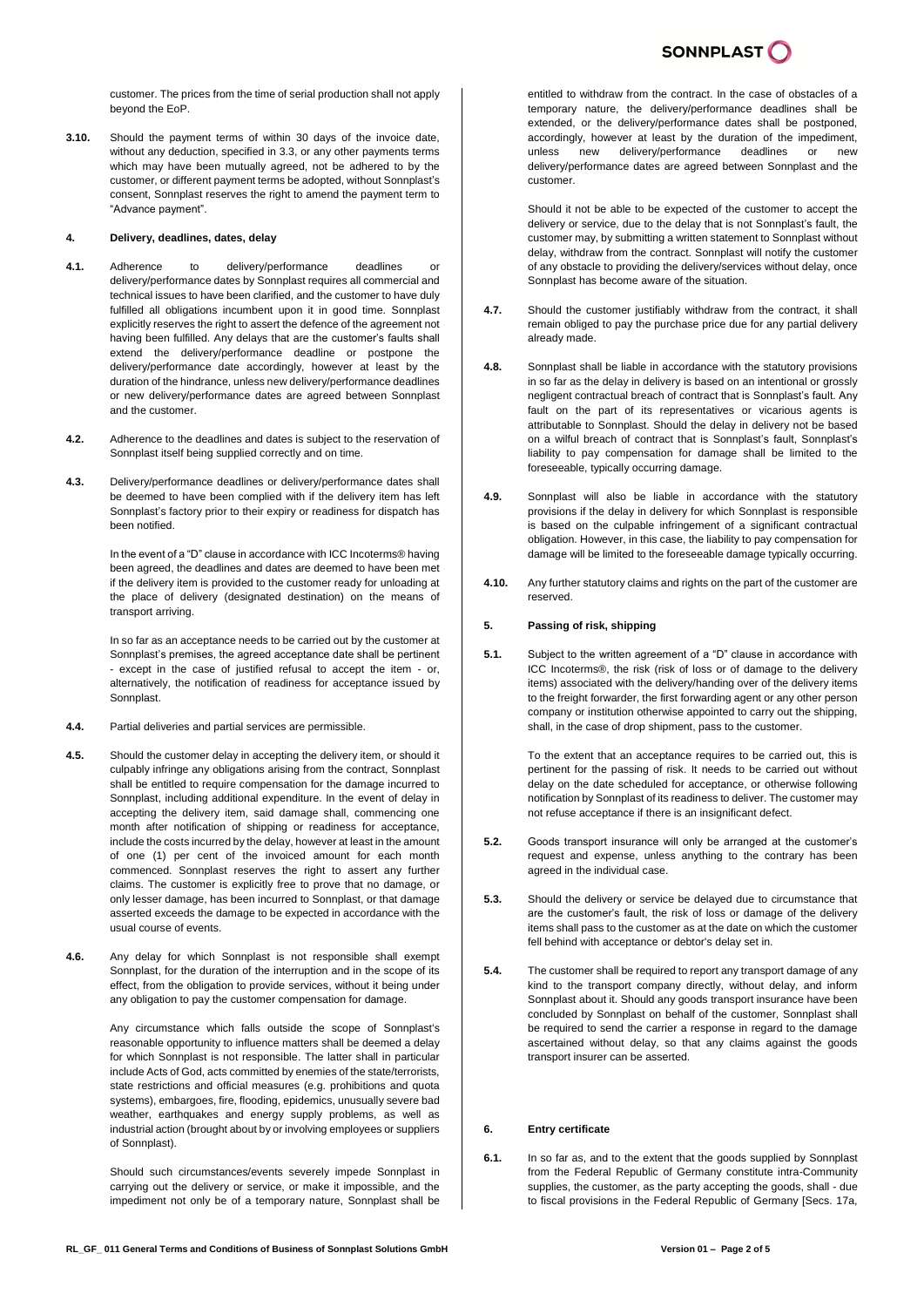customer. The prices from the time of serial production shall not apply beyond the EoP.

**3.10.** Should the payment terms of within 30 days of the invoice date, without any deduction, specified in 3.3, or any other payments terms which may have been mutually agreed, not be adhered to by the customer, or different payment terms be adopted, without Sonnplast's consent, Sonnplast reserves the right to amend the payment term to "Advance payment".

## 4. Delivery, deadlines, dates, delay

**4.1.** Adherence to delivery/performance deadlines or delivery/performance dates by Sonnplast requires all commercial and technical issues to have been clarified, and the customer to have duly fulfilled all obligations incumbent upon it in good time. Sonnplast explicitly reserves the right to assert the defence of the agreement not having been fulfilled. Any delays that are the customer's faults shall extend the delivery/performance deadline or postpone the delivery/performance date accordingly, however at least by the duration of the hindrance, unless new delivery/performance deadlines or new delivery/performance dates are agreed between Sonnplast and the customer.

**4.2.** Adherence to the deadlines and dates is subject to the reservation of Sonnplast itself being supplied correctly and on time.

**4.3.** Delivery/performance deadlines or delivery/performance dates shall be deemed to have been complied with if the delivery item has left Sonnplast's factory prior to their expiry or readiness for dispatch has been notified.

In the event of a "D" clause in accordance with ICC Incoterms® having been agreed, the deadlines and dates are deemed to have been met if the delivery item is provided to the customer ready for unloading at the place of delivery (designated destination) on the means of transport arriving.

In so far as an acceptance needs to be carried out by the customer at Sonnplast's premises, the agreed acceptance date shall be pertinent - except in the case of justified refusal to accept the item - or, alternatively, the notification of readiness for acceptance issued by Sonnplast.

**4.4.** Partial deliveries and partial services are permissible.

**4.5.** Should the customer delay in accepting the delivery item, or should it culpably infringe any obligations arising from the contract, Sonnplast shall be entitled to require compensation for the damage incurred to Sonnplast, including additional expenditure. In the event of delay in accepting the delivery item, said damage shall, commencing one month after notification of shipping or readiness for acceptance, include the costs incurred by the delay, however at least in the amount of one (1) per cent of the invoiced amount for each month commenced. Sonnplast reserves the right to assert any further claims. The customer is explicitly free to prove that no damage, or only lesser damage, has been incurred to Sonnplast, or that damage asserted exceeds the damage to be expected in accordance with the usual course of events.

**4.6.** Any delay for which Sonnplast is not responsible shall exempt Sonnplast, for the duration of the interruption and in the scope of its effect, from the obligation to provide services, without it being under any obligation to pay the customer compensation for damage.

Any circumstance which falls outside the scope of Sonnplast's reasonable opportunity to influence matters shall be deemed a delay for which Sonnplast is not responsible. The latter shall in particular include Acts of God, acts committed by enemies of the state/terrorists, state restrictions and official measures (e.g. prohibitions and quota systems), embargoes, fire, flooding, epidemics, unusually severe bad weather, earthquakes and energy supply problems, as well as industrial action (brought about by or involving employees or suppliers of Sonnplast).

Should such circumstances/events severely impede Sonnplast in carrying out the delivery or service, or make it impossible, and the impediment not only be of a temporary nature, Sonnplast shall be entitled to withdraw from the contract. In the case of obstacles of a temporary nature, the delivery/performance deadlines shall be extended, or the delivery/performance dates shall be postponed, accordingly, however at least by the duration of the impediment, unless new delivery/performance deadlines or new delivery/performance dates are agreed between Sonnplast and the customer.

Should it not be able to be expected of the customer to accept the delivery or service, due to the delay that is not Sonnplast's fault, the customer may, by submitting a written statement to Sonnplast without delay, withdraw from the contract. Sonnplast will notify the customer of any obstacle to providing the delivery/services without delay, once Sonnplast has become aware of the situation.

**4.7.** Should the customer justifiably withdraw from the contract, it shall remain obliged to pay the purchase price due for any partial delivery already made.

**4.8.** Sonnplast shall be liable in accordance with the statutory provisions in so far as the delay in delivery is based on an intentional or grossly negligent contractual breach of contract that is Sonnplast's fault. Any fault on the part of its representatives or vicarious agents is attributable to Sonnplast. Should the delay in delivery not be based on a wilful breach of contract that is Sonnplast's fault, Sonnplast's liability to pay compensation for damage shall be limited to the foreseeable, typically occurring damage.

**4.9.** Sonnplast will also be liable in accordance with the statutory provisions if the delay in delivery for which Sonnplast is responsible is based on the culpable infringement of a significant contractual obligation. However, in this case, the liability to pay compensation for damage will be limited to the foreseeable damage typically occurring.

**4.10.** Any further statutory claims and rights on the part of the customer are reserved.

## 5. Passing of risk, shipping

**5.1.** Subject to the written agreement of a "D" clause in accordance with ICC Incoterms®, the risk (risk of loss or of damage to the delivery items) associated with the delivery/handing over of the delivery items to the freight forwarder, the first forwarding agent or any other person company or institution otherwise appointed to carry out the shipping, shall, in the case of drop shipment, pass to the customer.

To the extent that an acceptance requires to be carried out, this is pertinent for the passing of risk. It needs to be carried out without delay on the date scheduled for acceptance, or otherwise following notification by Sonnplast of its readiness to deliver. The customer may not refuse acceptance if there is an insignificant defect.

**5.2.** Goods transport insurance will only be arranged at the customer's request and expense, unless anything to the contrary has been agreed in the individual case.

**5.3.** Should the delivery or service be delayed due to circumstance that are the customer's fault, the risk of loss or damage of the delivery items shall pass to the customer as at the date on which the customer fell behind with acceptance or debtor's delay set in.

**5.4.** The customer shall be required to report any transport damage of any kind to the transport company directly, without delay, and inform Sonnplast about it. Should any goods transport insurance have been concluded by Sonnplast on behalf of the customer, Sonnplast shall be required to send the carrier a response in regard to the damage ascertained without delay, so that any claims against the goods transport insurer can be asserted.

## 6. Entry certificate

**6.1.** In so far as, and to the extent that the goods supplied by Sonnplast from the Federal Republic of Germany constitute intra-Community supplies, the customer, as the party accepting the goods, shall - due to fiscal provisions in the Federal Republic of Germany [Secs. 17a,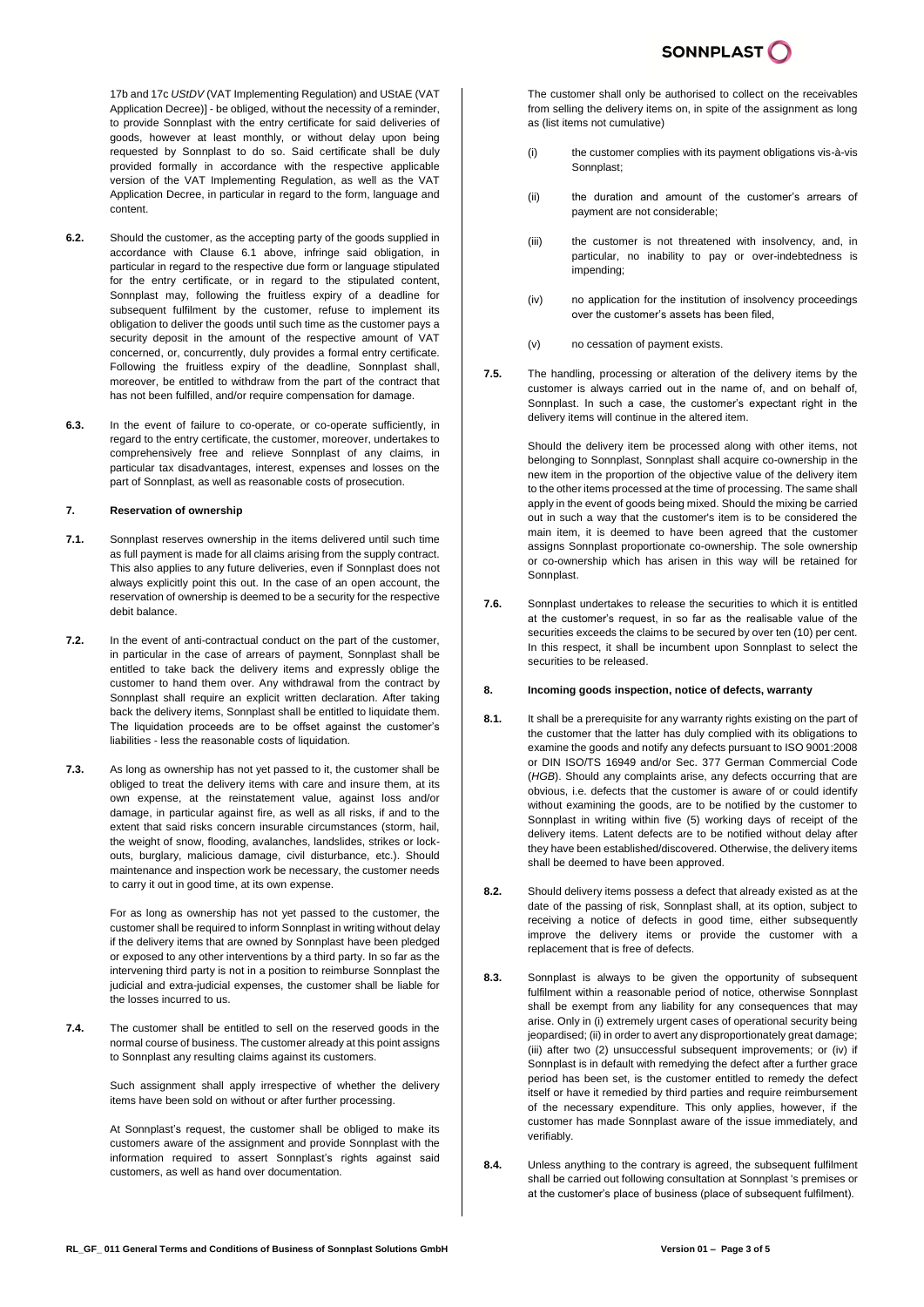17b and 17c *UStDV* (VAT Implementing Regulation) and UStAE (VAT Application Decree)] - be obliged, without the necessity of a reminder, to provide Sonnplast with the entry certificate for said deliveries of goods, however at least monthly, or without delay upon being requested by Sonnplast to do so. Said certificate shall be duly provided formally in accordance with the respective applicable version of the VAT Implementing Regulation, as well as the VAT Application Decree, in particular in regard to the form, language and content.

**6.2.** Should the customer, as the accepting party of the goods supplied in accordance with Clause 6.1 above, infringe said obligation, in particular in regard to the respective due form or language stipulated for the entry certificate, or in regard to the stipulated content, Sonnplast may, following the fruitless expiry of a deadline for subsequent fulfilment by the customer, refuse to implement its obligation to deliver the goods until such time as the customer pays a security deposit in the amount of the respective amount of VAT concerned, or, concurrently, duly provides a formal entry certificate. Following the fruitless expiry of the deadline, Sonnplast shall, moreover, be entitled to withdraw from the part of the contract that has not been fulfilled, and/or require compensation for damage.

**6.3.** In the event of failure to co-operate, or co-operate sufficiently, in regard to the entry certificate, the customer, moreover, undertakes to comprehensively free and relieve Sonnplast of any claims, in particular tax disadvantages, interest, expenses and losses on the part of Sonnplast, as well as reasonable costs of prosecution.

## 7. Reservation of ownership

**7.1.** Sonnplast reserves ownership in the items delivered until such time as full payment is made for all claims arising from the supply contract. This also applies to any future deliveries, even if Sonnplast does not always explicitly point this out. In the case of an open account, the reservation of ownership is deemed to be a security for the respective debit balance.

**7.2.** In the event of anti-contractual conduct on the part of the customer, in particular in the case of arrears of payment, Sonnplast shall be entitled to take back the delivery items and expressly oblige the customer to hand them over. Any withdrawal from the contract by Sonnplast shall require an explicit written declaration. After taking back the delivery items, Sonnplast shall be entitled to liquidate them. The liquidation proceeds are to be offset against the customer's liabilities - less the reasonable costs of liquidation.

**7.3.** As long as ownership has not yet passed to it, the customer shall be obliged to treat the delivery items with care and insure them, at its own expense, at the reinstatement value, against loss and/or damage, in particular against fire, as well as all risks, if and to the extent that said risks concern insurable circumstances (storm, hail, the weight of snow, flooding, avalanches, landslides, strikes or lock-outs, burglary, malicious damage, civil disturbance, etc.). Should maintenance and inspection work be necessary, the customer needs to carry it out in good time, at its own expense.

For as long as ownership has not yet passed to the customer, the customer shall be required to inform Sonnplast in writing without delay if the delivery items that are owned by Sonnplast have been pledged or exposed to any other interventions by a third party. In so far as the intervening third party is not in a position to reimburse Sonnplast the judicial and extra-judicial expenses, the customer shall be liable for the losses incurred to us.

**7.4.** The customer shall be entitled to sell on the reserved goods in the normal course of business. The customer already at this point assigns to Sonnplast any resulting claims against its customers.

Such assignment shall apply irrespective of whether the delivery items have been sold on without or after further processing.

At Sonnplast's request, the customer shall be obliged to make its customers aware of the assignment and provide Sonnplast with the information required to assert Sonnplast's rights against said customers, as well as hand over documentation.

The customer shall only be authorised to collect on the receivables from selling the delivery items on, in spite of the assignment as long as (list items not cumulative)

(i) the customer complies with its payment obligations vis-à-vis Sonnplast;

(ii) the duration and amount of the customer's arrears of payment are not considerable;

(iii) the customer is not threatened with insolvency, and, in particular, no inability to pay or over-indebtedness is impending;

(iv) no application for the institution of insolvency proceedings over the customer's assets has been filed,

(v) no cessation of payment exists.

**7.5.** The handling, processing or alteration of the delivery items by the customer is always carried out in the name of, and on behalf of, Sonnplast. In such a case, the customer's expectant right in the delivery items will continue in the altered item.

Should the delivery item be processed along with other items, not belonging to Sonnplast, Sonnplast shall acquire co-ownership in the new item in the proportion of the objective value of the delivery item to the other items processed at the time of processing. The same shall apply in the event of goods being mixed. Should the mixing be carried out in such a way that the customer's item is to be considered the main item, it is deemed to have been agreed that the customer assigns Sonnplast proportionate co-ownership. The sole ownership or co-ownership which has arisen in this way will be retained for Sonnplast.

**7.6.** Sonnplast undertakes to release the securities to which it is entitled at the customer's request, in so far as the realisable value of the securities exceeds the claims to be secured by over ten (10) per cent. In this respect, it shall be incumbent upon Sonnplast to select the securities to be released.

## 8. Incoming goods inspection, notice of defects, warranty

**8.1.** It shall be a prerequisite for any warranty rights existing on the part of the customer that the latter has duly complied with its obligations to examine the goods and notify any defects pursuant to ISO 9001:2008 or DIN ISO/TS 16949 and/or Sec. 377 German Commercial Code (*HGB*). Should any complaints arise, any defects occurring that are obvious, i.e. defects that the customer is aware of or could identify without examining the goods, are to be notified by the customer to Sonnplast in writing within five (5) working days of receipt of the delivery items. Latent defects are to be notified without delay after they have been established/discovered. Otherwise, the delivery items shall be deemed to have been approved.

**8.2.** Should delivery items possess a defect that already existed as at the date of the passing of risk, Sonnplast shall, at its option, subject to receiving a notice of defects in good time, either subsequently improve the delivery items or provide the customer with a replacement that is free of defects.

**8.3.** Sonnplast is always to be given the opportunity of subsequent fulfilment within a reasonable period of notice, otherwise Sonnplast shall be exempt from any liability for any consequences that may arise. Only in (i) extremely urgent cases of operational security being jeopardised; (ii) in order to avert any disproportionately great damage; (iii) after two (2) unsuccessful subsequent improvements; or (iv) if Sonnplast is in default with remedying the defect after a further grace period has been set, is the customer entitled to remedy the defect itself or have it remedied by third parties and require reimbursement of the necessary expenditure. This only applies, however, if the customer has made Sonnplast aware of the issue immediately, and verifiably.

**8.4.** Unless anything to the contrary is agreed, the subsequent fulfilment shall be carried out following consultation at Sonnplast 's premises or at the customer's place of business (place of subsequent fulfilment).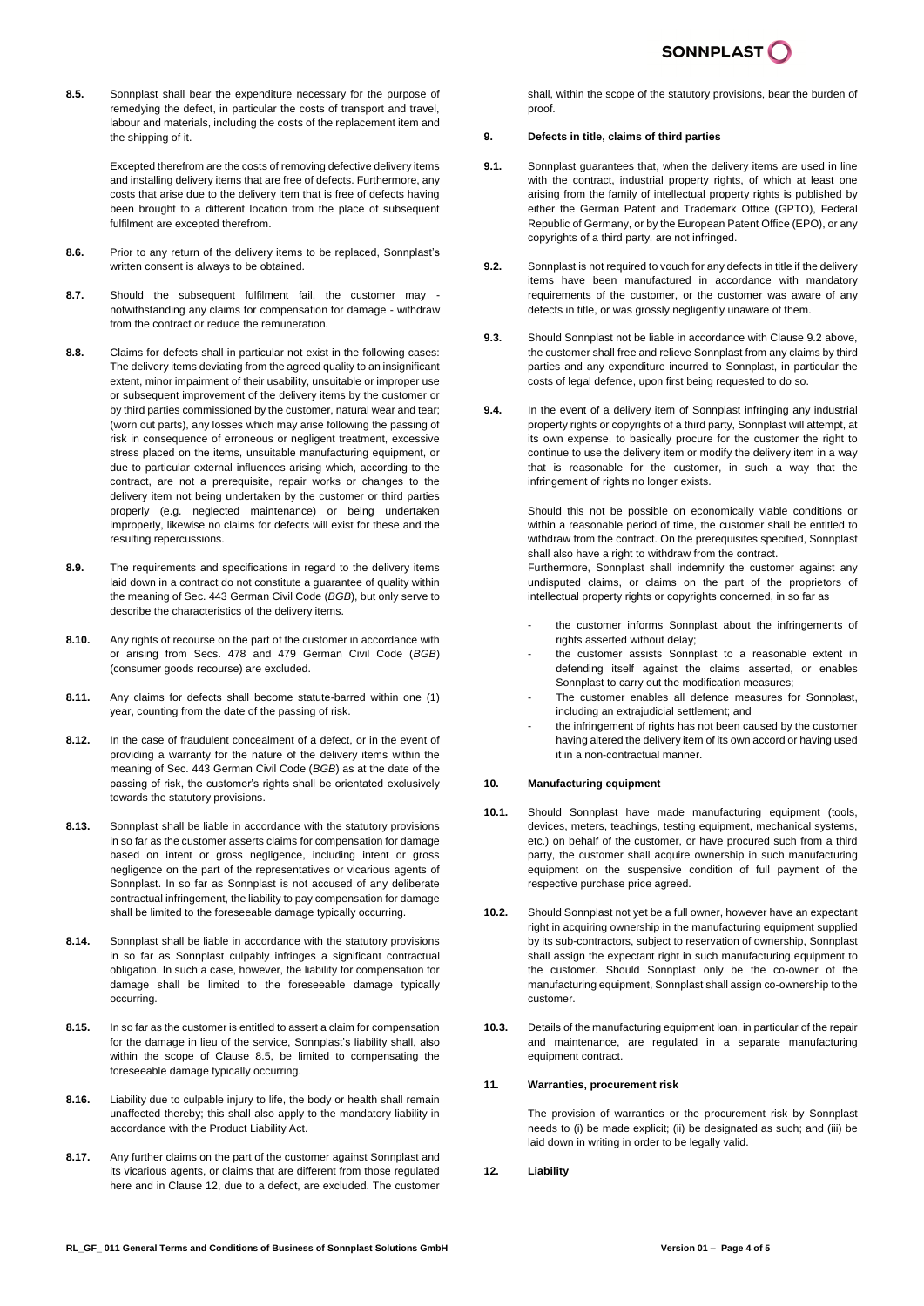**8.5.** Sonnplast shall bear the expenditure necessary for the purpose of remedying the defect, in particular the costs of transport and travel, labour and materials, including the costs of the replacement item and the shipping of it.

Excepted therefrom are the costs of removing defective delivery items and installing delivery items that are free of defects. Furthermore, any costs that arise due to the delivery item that is free of defects having been brought to a different location from the place of subsequent fulfilment are excepted therefrom.

**8.6.** Prior to any return of the delivery items to be replaced, Sonnplast's written consent is always to be obtained.

**8.7.** Should the subsequent fulfilment fail, the customer may - notwithstanding any claims for compensation for damage - withdraw from the contract or reduce the remuneration.

**8.8.** Claims for defects shall in particular not exist in the following cases: The delivery items deviating from the agreed quality to an insignificant extent, minor impairment of their usability, unsuitable or improper use or subsequent improvement of the delivery items by the customer or by third parties commissioned by the customer, natural wear and tear; (worn out parts), any losses which may arise following the passing of risk in consequence of erroneous or negligent treatment, excessive stress placed on the items, unsuitable manufacturing equipment, or due to particular external influences arising which, according to the contract, are not a prerequisite, repair works or changes to the delivery item not being undertaken by the customer or third parties properly (e.g. neglected maintenance) or being undertaken improperly, likewise no claims for defects will exist for these and the resulting repercussions.

**8.9.** The requirements and specifications in regard to the delivery items laid down in a contract do not constitute a guarantee of quality within the meaning of Sec. 443 German Civil Code (*BGB*), but only serve to describe the characteristics of the delivery items.

**8.10.** Any rights of recourse on the part of the customer in accordance with or arising from Secs. 478 and 479 German Civil Code (*BGB*) (consumer goods recourse) are excluded.

**8.11.** Any claims for defects shall become statute-barred within one (1) year, counting from the date of the passing of risk.

**8.12.** In the case of fraudulent concealment of a defect, or in the event of providing a warranty for the nature of the delivery items within the meaning of Sec. 443 German Civil Code (*BGB*) as at the date of the passing of risk, the customer's rights shall be orientated exclusively towards the statutory provisions.

**8.13.** Sonnplast shall be liable in accordance with the statutory provisions in so far as the customer asserts claims for compensation for damage based on intent or gross negligence, including intent or gross negligence on the part of the representatives or vicarious agents of Sonnplast. In so far as Sonnplast is not accused of any deliberate contractual infringement, the liability to pay compensation for damage shall be limited to the foreseeable damage typically occurring.

**8.14.** Sonnplast shall be liable in accordance with the statutory provisions in so far as Sonnplast culpably infringes a significant contractual obligation. In such a case, however, the liability for compensation for damage shall be limited to the foreseeable damage typically occurring.

**8.15.** In so far as the customer is entitled to assert a claim for compensation for the damage in lieu of the service, Sonnplast's liability shall, also within the scope of Clause 8.5, be limited to compensating the foreseeable damage typically occurring.

**8.16.** Liability due to culpable injury to life, the body or health shall remain unaffected thereby; this shall also apply to the mandatory liability in accordance with the Product Liability Act.

**8.17.** Any further claims on the part of the customer against Sonnplast and its vicarious agents, or claims that are different from those regulated here and in Clause 12, due to a defect, are excluded. The customer shall, within the scope of the statutory provisions, bear the burden of proof.

## 9. Defects in title, claims of third parties

**9.1.** Sonnplast guarantees that, when the delivery items are used in line with the contract, industrial property rights, of which at least one arising from the family of intellectual property rights is published by either the German Patent and Trademark Office (GPTO), Federal Republic of Germany, or by the European Patent Office (EPO), or any copyrights of a third party, are not infringed.

**9.2.** Sonnplast is not required to vouch for any defects in title if the delivery items have been manufactured in accordance with mandatory requirements of the customer, or the customer was aware of any defects in title, or was grossly negligently unaware of them.

**9.3.** Should Sonnplast not be liable in accordance with Clause 9.2 above, the customer shall free and relieve Sonnplast from any claims by third parties and any expenditure incurred to Sonnplast, in particular the costs of legal defence, upon first being requested to do so.

**9.4.** In the event of a delivery item of Sonnplast infringing any industrial property rights or copyrights of a third party, Sonnplast will attempt, at its own expense, to basically procure for the customer the right to continue to use the delivery item or modify the delivery item in a way that is reasonable for the customer, in such a way that the infringement of rights no longer exists.

Should this not be possible on economically viable conditions or within a reasonable period of time, the customer shall be entitled to withdraw from the contract. On the prerequisites specified, Sonnplast shall also have a right to withdraw from the contract.
Furthermore, Sonnplast shall indemnify the customer against any undisputed claims, or claims on the part of the proprietors of intellectual property rights or copyrights concerned, in so far as

- the customer informs Sonnplast about the infringements of rights asserted without delay;
- the customer assists Sonnplast to a reasonable extent in defending itself against the claims asserted, or enables Sonnplast to carry out the modification measures;
- The customer enables all defence measures for Sonnplast, including an extrajudicial settlement; and
- the infringement of rights has not been caused by the customer having altered the delivery item of its own accord or having used it in a non-contractual manner.

## 10. Manufacturing equipment

**10.1.** Should Sonnplast have made manufacturing equipment (tools, devices, meters, teachings, testing equipment, mechanical systems, etc.) on behalf of the customer, or have procured such from a third party, the customer shall acquire ownership in such manufacturing equipment on the suspensive condition of full payment of the respective purchase price agreed.

**10.2.** Should Sonnplast not yet be a full owner, however have an expectant right in acquiring ownership in the manufacturing equipment supplied by its sub-contractors, subject to reservation of ownership, Sonnplast shall assign the expectant right in such manufacturing equipment to the customer. Should Sonnplast only be the co-owner of the manufacturing equipment, Sonnplast shall assign co-ownership to the customer.

**10.3.** Details of the manufacturing equipment loan, in particular of the repair and maintenance, are regulated in a separate manufacturing equipment contract.

## 11. Warranties, procurement risk

The provision of warranties or the procurement risk by Sonnplast needs to (i) be made explicit; (ii) be designated as such; and (iii) be laid down in writing in order to be legally valid.

## 12. Liability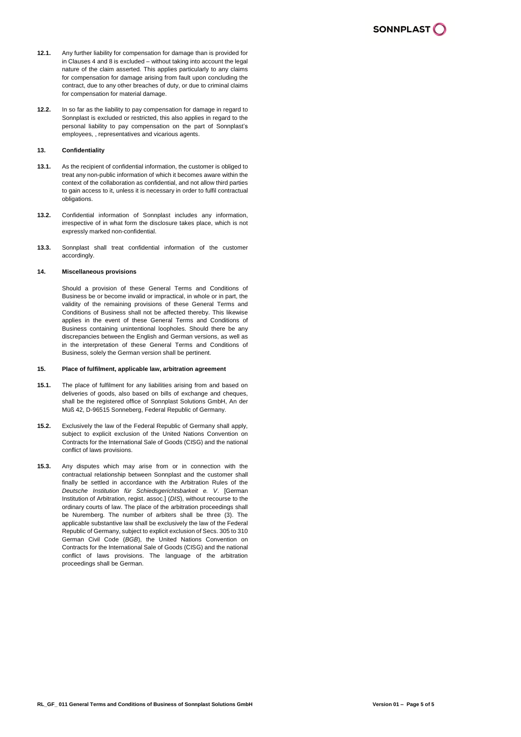**12.1.** Any further liability for compensation for damage than is provided for in Clauses 4 and 8 is excluded – without taking into account the legal nature of the claim asserted. This applies particularly to any claims for compensation for damage arising from fault upon concluding the contract, due to any other breaches of duty, or due to criminal claims for compensation for material damage.

**12.2.** In so far as the liability to pay compensation for damage in regard to Sonnplast is excluded or restricted, this also applies in regard to the personal liability to pay compensation on the part of Sonnplast's employees, , representatives and vicarious agents.

## 13. Confidentiality

**13.1.** As the recipient of confidential information, the customer is obliged to treat any non-public information of which it becomes aware within the context of the collaboration as confidential, and not allow third parties to gain access to it, unless it is necessary in order to fulfil contractual obligations.

**13.2.** Confidential information of Sonnplast includes any information, irrespective of in what form the disclosure takes place, which is not expressly marked non-confidential.

**13.3.** Sonnplast shall treat confidential information of the customer accordingly.

## 14. Miscellaneous provisions

Should a provision of these General Terms and Conditions of Business be or become invalid or impractical, in whole or in part, the validity of the remaining provisions of these General Terms and Conditions of Business shall not be affected thereby. This likewise applies in the event of these General Terms and Conditions of Business containing unintentional loopholes. Should there be any discrepancies between the English and German versions, as well as in the interpretation of these General Terms and Conditions of Business, solely the German version shall be pertinent.

## 15. Place of fulfilment, applicable law, arbitration agreement

**15.1.** The place of fulfilment for any liabilities arising from and based on deliveries of goods, also based on bills of exchange and cheques, shall be the registered office of Sonnplast Solutions GmbH, An der Müß 42, D-96515 Sonneberg, Federal Republic of Germany.

**15.2.** Exclusively the law of the Federal Republic of Germany shall apply, subject to explicit exclusion of the United Nations Convention on Contracts for the International Sale of Goods (CISG) and the national conflict of laws provisions.

**15.3.** Any disputes which may arise from or in connection with the contractual relationship between Sonnplast and the customer shall finally be settled in accordance with the Arbitration Rules of the *Deutsche Institution für Schiedsgerichtsbarkeit e. V*. [German Institution of Arbitration, regist. assoc.] (*DIS*), without recourse to the ordinary courts of law. The place of the arbitration proceedings shall be Nuremberg. The number of arbiters shall be three (3). The applicable substantive law shall be exclusively the law of the Federal Republic of Germany, subject to explicit exclusion of Secs. 305 to 310 German Civil Code (*BGB*), the United Nations Convention on Contracts for the International Sale of Goods (CISG) and the national conflict of laws provisions. The language of the arbitration proceedings shall be German.